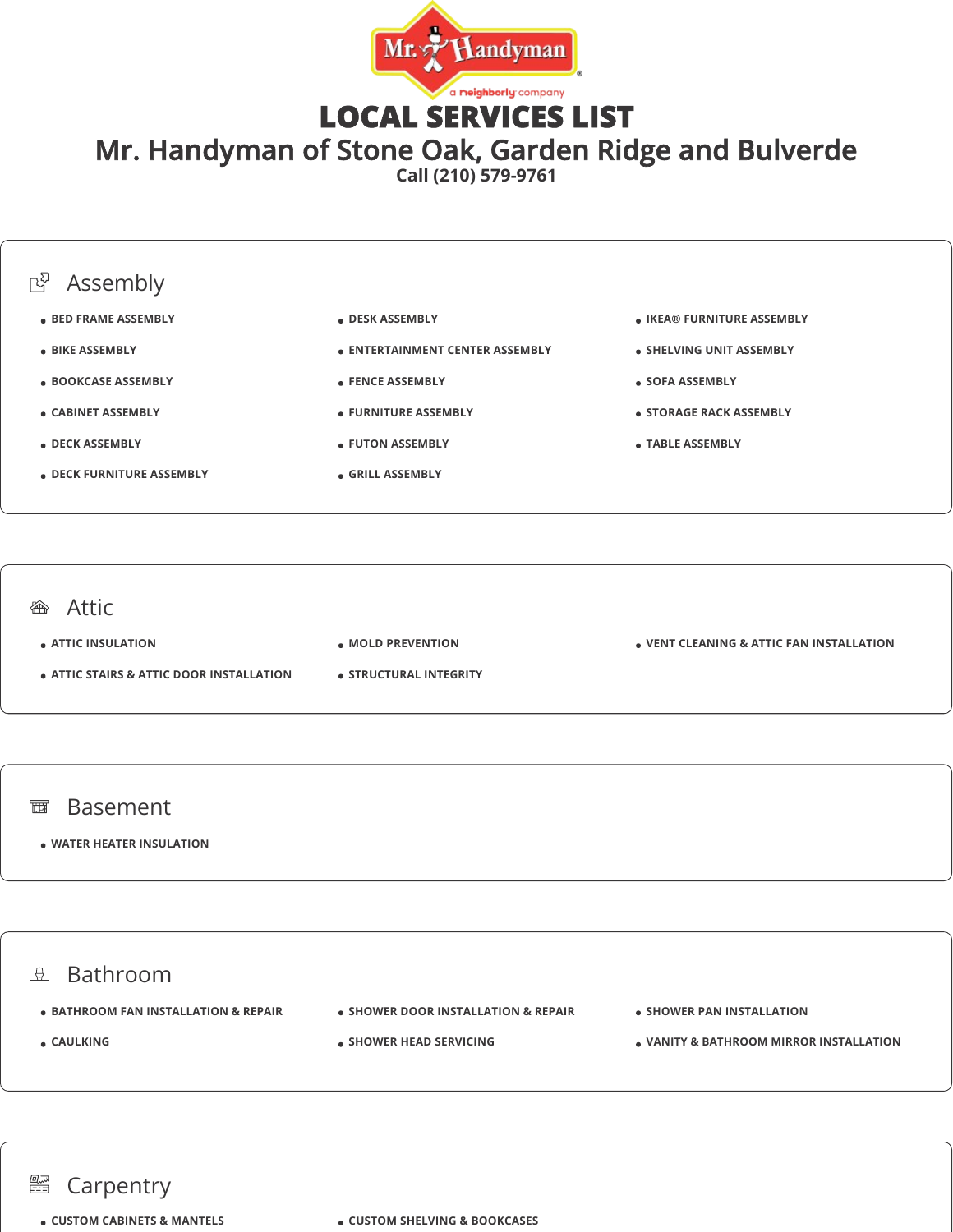# LOCAL SERVICES LIST

## Mr. Handyman of Stone Oak, Garden Ridge and Bulverde

Call (210) 579-9761

## Assembly

- BED FRAME ASSEMBLY
- BIKE ASSEMBLY
- BOOKCASE ASSEMBLY
- CABINET ASSEMBLY
- DECK ASSEMBLY
- DECK FURNITURE ASSEMBLY
- DESK ASSEMBLY
- ENTERTAINMENT CENTER ASSEMBLY
- FENCE ASSEMBLY
- FURNITURE ASSEMBLY
- FUTON ASSEMBLY
- GRILL ASSEMBLY
- IKEA® FURNITURE ASSEMBLY
- SHELVING UNIT ASSEMBLY
- SOFA ASSEMBLY
- STORAGE RACK ASSEMBLY
- TABLE ASSEMBLY

## Attic

- ATTIC INSULATION
- ATTIC STAIRS & ATTIC DOOR INSTALLATION
- MOLD PREVENTION
- STRUCTURAL INTEGRITY
- VENT CLEANING & ATTIC FAN INSTALLATION

## Basement

- WATER HEATER INSULATION

## Bathroom

- BATHROOM FAN INSTALLATION & REPAIR
- CAULKING
- SHOWER DOOR INSTALLATION & REPAIR
- SHOWER HEAD SERVICING
- SHOWER PAN INSTALLATION
- VANITY & BATHROOM MIRROR INSTALLATION

## Carpentry

- CUSTOM CABINETS & MANTELS
- CUSTOM SHELVING & BOOKCASES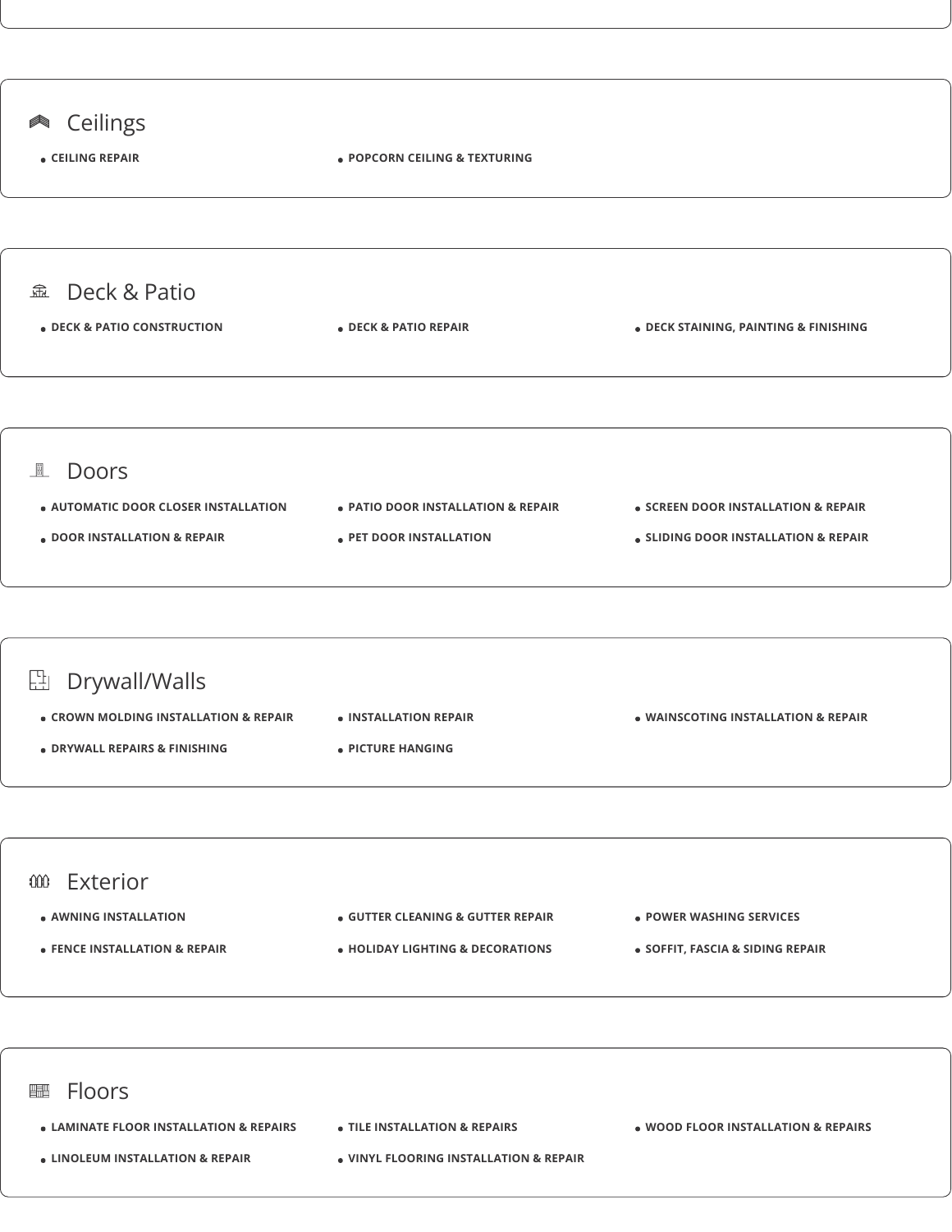## Ceilings

- CEILING REPAIR
- POPCORN CEILING & TEXTURING

## Deck & Patio

- DECK & PATIO CONSTRUCTION
- DECK & PATIO REPAIR
- DECK STAINING, PAINTING & FINISHING

## Doors

- AUTOMATIC DOOR CLOSER INSTALLATION
- DOOR INSTALLATION & REPAIR
- PATIO DOOR INSTALLATION & REPAIR
- PET DOOR INSTALLATION
- SCREEN DOOR INSTALLATION & REPAIR
- SLIDING DOOR INSTALLATION & REPAIR

## Drywall/Walls

- CROWN MOLDING INSTALLATION & REPAIR
- DRYWALL REPAIRS & FINISHING
- INSTALLATION REPAIR
- PICTURE HANGING
- WAINSCOTING INSTALLATION & REPAIR

## Exterior

- AWNING INSTALLATION
- FENCE INSTALLATION & REPAIR
- GUTTER CLEANING & GUTTER REPAIR
- HOLIDAY LIGHTING & DECORATIONS
- POWER WASHING SERVICES
- SOFFIT, FASCIA & SIDING REPAIR

## Floors

- LAMINATE FLOOR INSTALLATION & REPAIRS
- LINOLEUM INSTALLATION & REPAIR
- TILE INSTALLATION & REPAIRS
- VINYL FLOORING INSTALLATION & REPAIR
- WOOD FLOOR INSTALLATION & REPAIRS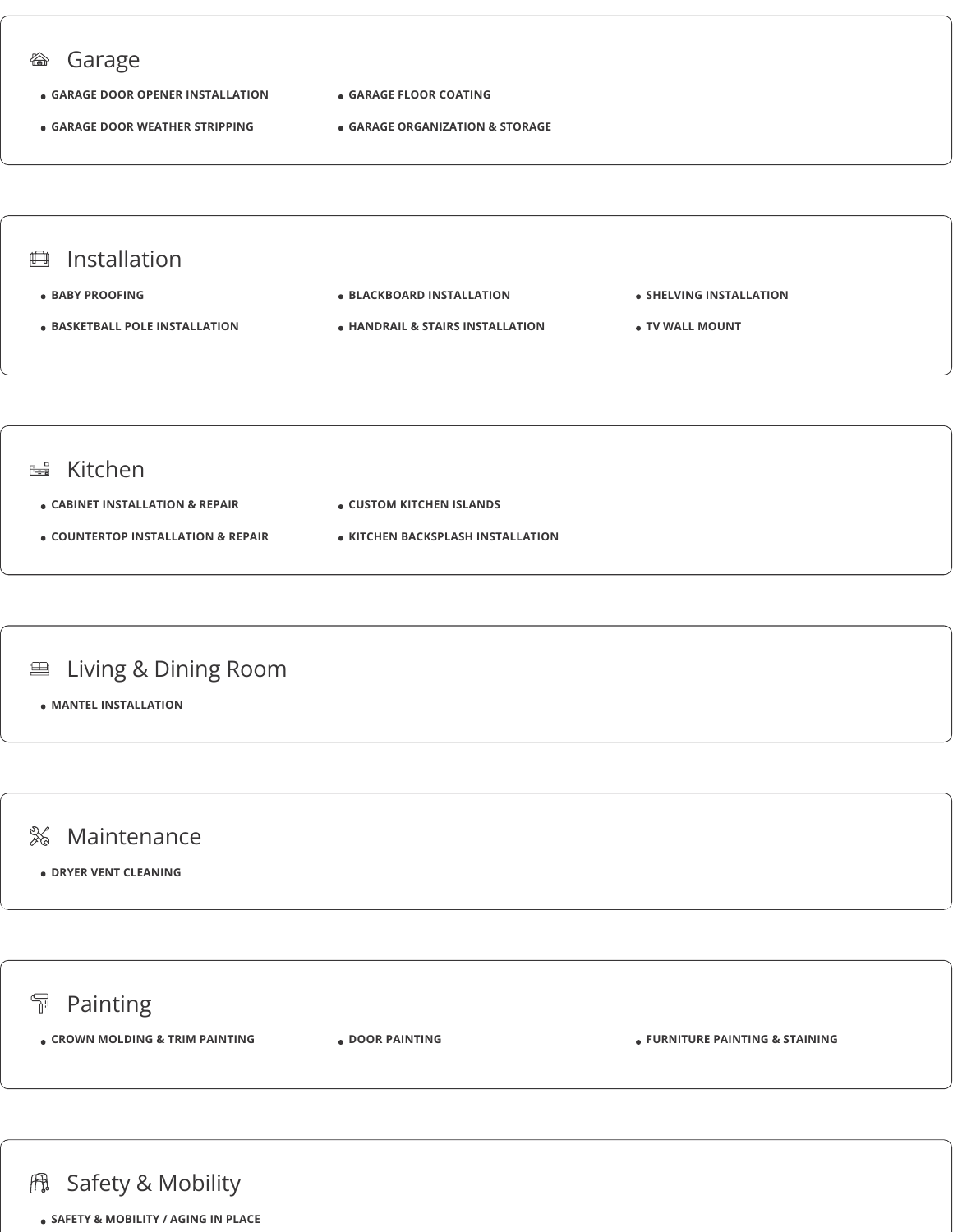## Garage

- GARAGE DOOR OPENER INSTALLATION
- GARAGE DOOR WEATHER STRIPPING
- GARAGE FLOOR COATING
- GARAGE ORGANIZATION & STORAGE

## Installation

- BABY PROOFING
- BASKETBALL POLE INSTALLATION
- BLACKBOARD INSTALLATION
- HANDRAIL & STAIRS INSTALLATION
- SHELVING INSTALLATION
- TV WALL MOUNT

## Kitchen

- CABINET INSTALLATION & REPAIR
- COUNTERTOP INSTALLATION & REPAIR
- CUSTOM KITCHEN ISLANDS
- KITCHEN BACKSPLASH INSTALLATION

## Living & Dining Room

- MANTEL INSTALLATION

## Maintenance

- DRYER VENT CLEANING

## Painting

- CROWN MOLDING & TRIM PAINTING
- DOOR PAINTING
- FURNITURE PAINTING & STAINING

## Safety & Mobility

- SAFETY & MOBILITY / AGING IN PLACE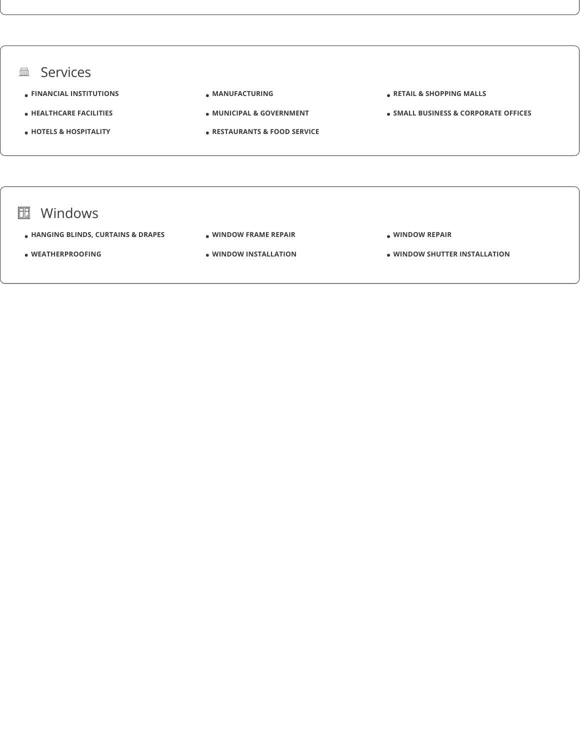## Services

- FINANCIAL INSTITUTIONS
- HEALTHCARE FACILITIES
- HOTELS & HOSPITALITY
- MANUFACTURING
- MUNICIPAL & GOVERNMENT
- RESTAURANTS & FOOD SERVICE
- RETAIL & SHOPPING MALLS
- SMALL BUSINESS & CORPORATE OFFICES

## Windows

- HANGING BLINDS, CURTAINS & DRAPES
- WEATHERPROOFING
- WINDOW FRAME REPAIR
- WINDOW INSTALLATION
- WINDOW REPAIR
- WINDOW SHUTTER INSTALLATION